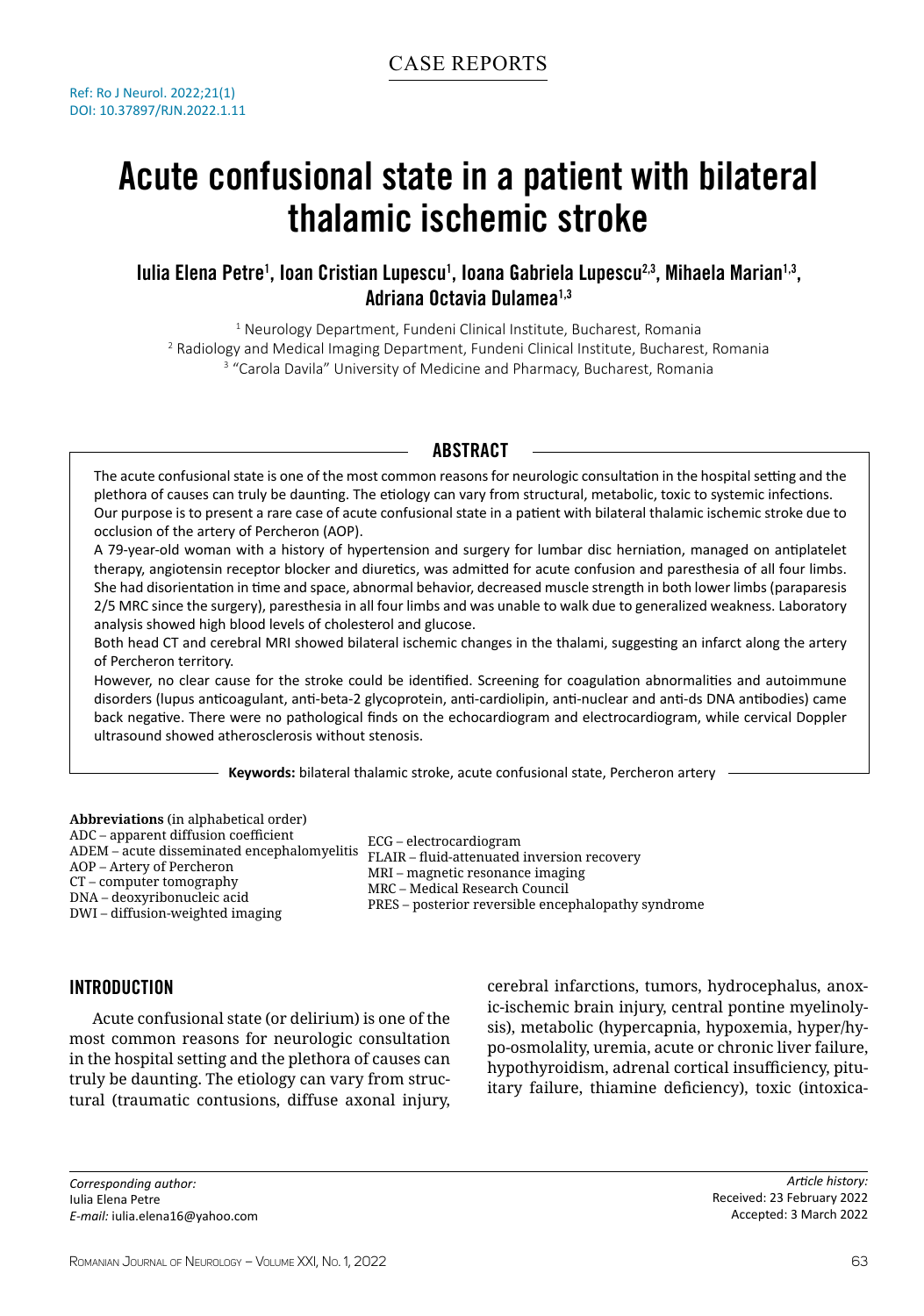CASE REPORTS

Ref: Ro J Neurol. 2022;21(1)
DOI: 10.37897/RJN.2022.1.11

# Acute confusional state in a patient with bilateral thalamic ischemic stroke

**Iulia Elena Petre[1], Ioan Cristian Lupescu[1], Ioana Gabriela Lupescu[2,3], Mihaela Marian[1,3], Adriana Octavia Dulamea[1,3]**

[1] Neurology Department, Fundeni Clinical Institute, Bucharest, Romania
[2] Radiology and Medical Imaging Department, Fundeni Clinical Institute, Bucharest, Romania
[3] "Carola Davila" University of Medicine and Pharmacy, Bucharest, Romania

## ABSTRACT

The acute confusional state is one of the most common reasons for neurologic consultation in the hospital setting and the plethora of causes can truly be daunting. The etiology can vary from structural, metabolic, toxic to systemic infections. Our purpose is to present a rare case of acute confusional state in a patient with bilateral thalamic ischemic stroke due to occlusion of the artery of Percheron (AOP).

A 79-year-old woman with a history of hypertension and surgery for lumbar disc herniation, managed on antiplatelet therapy, angiotensin receptor blocker and diuretics, was admitted for acute confusion and paresthesia of all four limbs. She had disorientation in time and space, abnormal behavior, decreased muscle strength in both lower limbs (paraparesis 2/5 MRC since the surgery), paresthesia in all four limbs and was unable to walk due to generalized weakness. Laboratory analysis showed high blood levels of cholesterol and glucose.

Both head CT and cerebral MRI showed bilateral ischemic changes in the thalami, suggesting an infarct along the artery of Percheron territory.

However, no clear cause for the stroke could be identified. Screening for coagulation abnormalities and autoimmune disorders (lupus anticoagulant, anti-beta-2 glycoprotein, anti-cardiolipin, anti-nuclear and anti-ds DNA antibodies) came back negative. There were no pathological finds on the echocardiogram and electrocardiogram, while cervical Doppler ultrasound showed atherosclerosis without stenosis.

**Keywords:** bilateral thalamic stroke, acute confusional state, Percheron artery

**Abbreviations** (in alphabetical order)
ADC – apparent diffusion coefficient
ADEM – acute disseminated encephalomyelitis
AOP – Artery of Percheron
CT – computer tomography
DNA – deoxyribonucleic acid
DWI – diffusion-weighted imaging
ECG – electrocardiogram
FLAIR – fluid-attenuated inversion recovery
MRI – magnetic resonance imaging
MRC – Medical Research Council
PRES – posterior reversible encephalopathy syndrome

## INTRODUCTION

Acute confusional state (or delirium) is one of the most common reasons for neurologic consultation in the hospital setting and the plethora of causes can truly be daunting. The etiology can vary from structural (traumatic contusions, diffuse axonal injury, cerebral infarctions, tumors, hydrocephalus, anoxic-ischemic brain injury, central pontine myelinolysis), metabolic (hypercapnia, hypoxemia, hyper/hypo-osmolality, uremia, acute or chronic liver failure, hypothyroidism, adrenal cortical insufficiency, pituitary failure, thiamine deficiency), toxic (intoxica-

*Corresponding author:*
Iulia Elena Petre
*E-mail:* iulia.elena16@yahoo.com

*Article history:*
Received: 23 February 2022
Accepted: 3 March 2022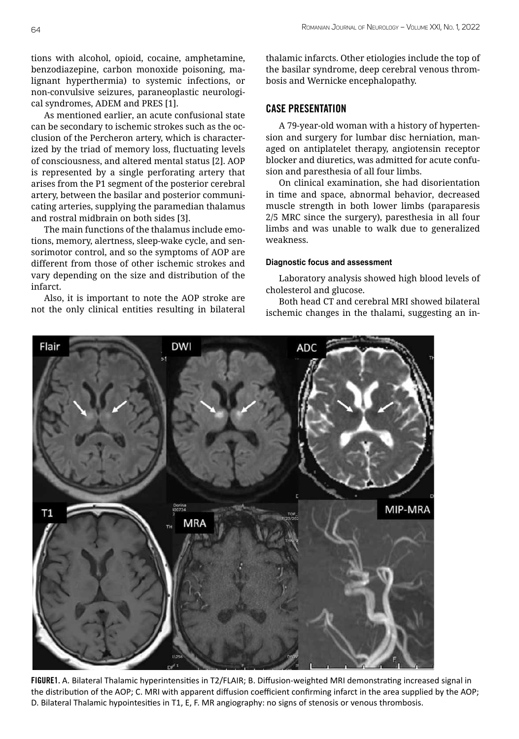tions with alcohol, opioid, cocaine, amphetamine, benzodiazepine, carbon monoxide poisoning, malignant hyperthermia) to systemic infections, or non-convulsive seizures, paraneoplastic neurological syndromes, ADEM and PRES [1].

As mentioned earlier, an acute confusional state can be secondary to ischemic strokes such as the occlusion of the Percheron artery, which is characterized by the triad of memory loss, fluctuating levels of consciousness, and altered mental status [2]. AOP is represented by a single perforating artery that arises from the P1 segment of the posterior cerebral artery, between the basilar and posterior communicating arteries, supplying the paramedian thalamus and rostral midbrain on both sides [3].

The main functions of the thalamus include emotions, memory, alertness, sleep-wake cycle, and sensorimotor control, and so the symptoms of AOP are different from those of other ischemic strokes and vary depending on the size and distribution of the infarct.

Also, it is important to note the AOP stroke are not the only clinical entities resulting in bilateral thalamic infarcts. Other etiologies include the top of the basilar syndrome, deep cerebral venous thrombosis and Wernicke encephalopathy.

## CASE PRESENTATION

A 79-year-old woman with a history of hypertension and surgery for lumbar disc herniation, managed on antiplatelet therapy, angiotensin receptor blocker and diuretics, was admitted for acute confusion and paresthesia of all four limbs.

On clinical examination, she had disorientation in time and space, abnormal behavior, decreased muscle strength in both lower limbs (paraparesis 2/5 MRC since the surgery), paresthesia in all four limbs and was unable to walk due to generalized weakness.

### Diagnostic focus and assessment

Laboratory analysis showed high blood levels of cholesterol and glucose.

Both head CT and cerebral MRI showed bilateral ischemic changes in the thalami, suggesting an in-

**FIGURE1.** A. Bilateral Thalamic hyperintensities in T2/FLAIR; B. Diffusion-weighted MRI demonstrating increased signal in the distribution of the AOP; C. MRI with apparent diffusion coefficient confirming infarct in the area supplied by the AOP; D. Bilateral Thalamic hypointesities in T1, E, F. MR angiography: no signs of stenosis or venous thrombosis.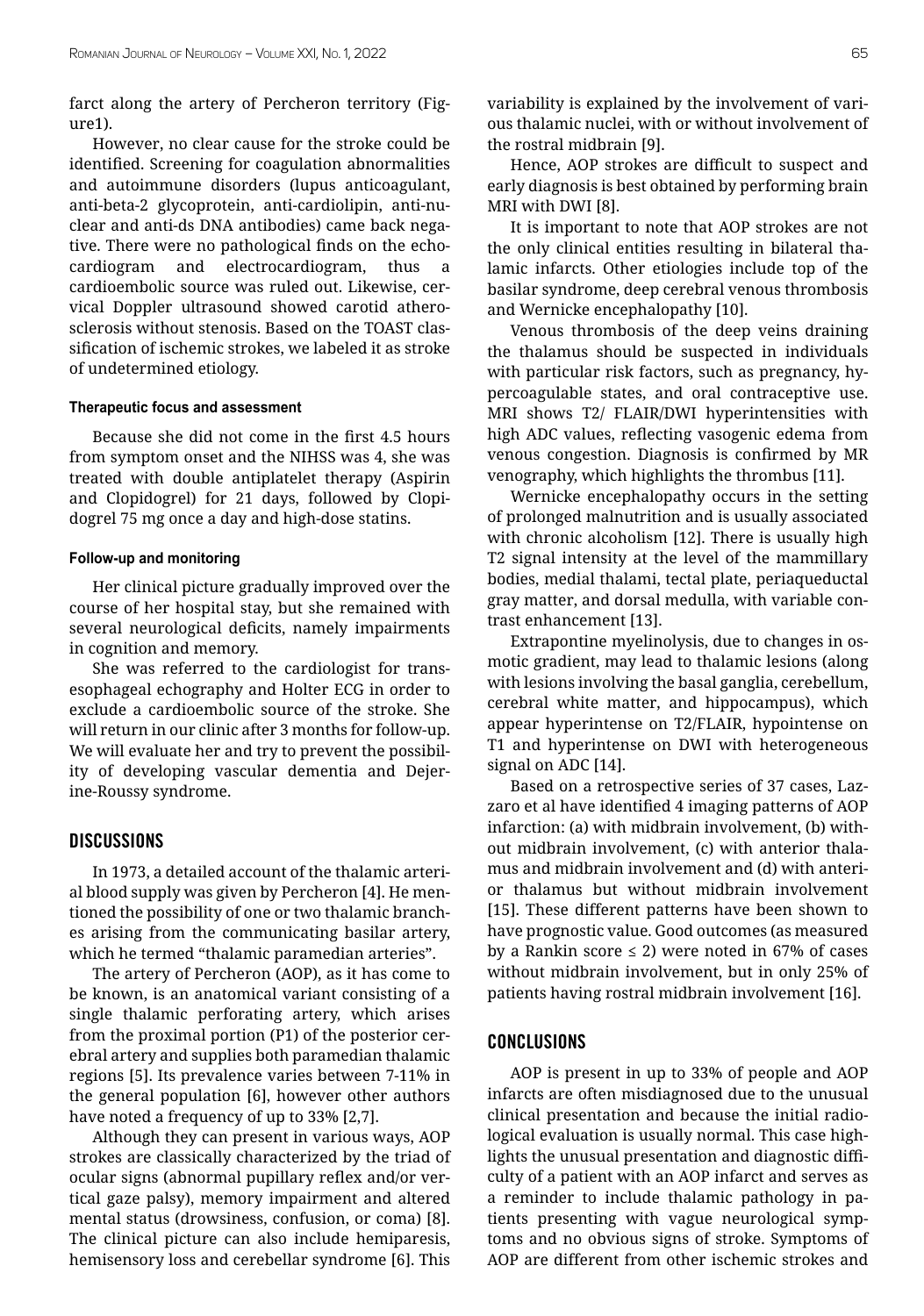farct along the artery of Percheron territory (Figure1).

However, no clear cause for the stroke could be identified. Screening for coagulation abnormalities and autoimmune disorders (lupus anticoagulant, anti-beta-2 glycoprotein, anti-cardiolipin, anti-nuclear and anti-ds DNA antibodies) came back negative. There were no pathological finds on the echocardiogram and electrocardiogram, thus a cardioembolic source was ruled out. Likewise, cervical Doppler ultrasound showed carotid atherosclerosis without stenosis. Based on the TOAST classification of ischemic strokes, we labeled it as stroke of undetermined etiology.

#### Therapeutic focus and assessment

Because she did not come in the first 4.5 hours from symptom onset and the NIHSS was 4, she was treated with double antiplatelet therapy (Aspirin and Clopidogrel) for 21 days, followed by Clopidogrel 75 mg once a day and high-dose statins.

#### Follow-up and monitoring

Her clinical picture gradually improved over the course of her hospital stay, but she remained with several neurological deficits, namely impairments in cognition and memory.

She was referred to the cardiologist for transesophageal echography and Holter ECG in order to exclude a cardioembolic source of the stroke. She will return in our clinic after 3 months for follow-up. We will evaluate her and try to prevent the possibility of developing vascular dementia and Dejerine-Roussy syndrome.

## DISCUSSIONS

In 1973, a detailed account of the thalamic arterial blood supply was given by Percheron [4]. He mentioned the possibility of one or two thalamic branches arising from the communicating basilar artery, which he termed "thalamic paramedian arteries".

The artery of Percheron (AOP), as it has come to be known, is an anatomical variant consisting of a single thalamic perforating artery, which arises from the proximal portion (P1) of the posterior cerebral artery and supplies both paramedian thalamic regions [5]. Its prevalence varies between 7-11% in the general population [6], however other authors have noted a frequency of up to 33% [2,7].

Although they can present in various ways, AOP strokes are classically characterized by the triad of ocular signs (abnormal pupillary reflex and/or vertical gaze palsy), memory impairment and altered mental status (drowsiness, confusion, or coma) [8]. The clinical picture can also include hemiparesis, hemisensory loss and cerebellar syndrome [6]. This variability is explained by the involvement of various thalamic nuclei, with or without involvement of the rostral midbrain [9].

Hence, AOP strokes are difficult to suspect and early diagnosis is best obtained by performing brain MRI with DWI [8].

It is important to note that AOP strokes are not the only clinical entities resulting in bilateral thalamic infarcts. Other etiologies include top of the basilar syndrome, deep cerebral venous thrombosis and Wernicke encephalopathy [10].

Venous thrombosis of the deep veins draining the thalamus should be suspected in individuals with particular risk factors, such as pregnancy, hypercoagulable states, and oral contraceptive use. MRI shows T2/ FLAIR/DWI hyperintensities with high ADC values, reflecting vasogenic edema from venous congestion. Diagnosis is confirmed by MR venography, which highlights the thrombus [11].

Wernicke encephalopathy occurs in the setting of prolonged malnutrition and is usually associated with chronic alcoholism [12]. There is usually high T2 signal intensity at the level of the mammillary bodies, medial thalami, tectal plate, periaqueductal gray matter, and dorsal medulla, with variable contrast enhancement [13].

Extrapontine myelinolysis, due to changes in osmotic gradient, may lead to thalamic lesions (along with lesions involving the basal ganglia, cerebellum, cerebral white matter, and hippocampus), which appear hyperintense on T2/FLAIR, hypointense on T1 and hyperintense on DWI with heterogeneous signal on ADC [14].

Based on a retrospective series of 37 cases, Lazzaro et al have identified 4 imaging patterns of AOP infarction: (a) with midbrain involvement, (b) without midbrain involvement, (c) with anterior thalamus and midbrain involvement and (d) with anterior thalamus but without midbrain involvement [15]. These different patterns have been shown to have prognostic value. Good outcomes (as measured by a Rankin score ≤ 2) were noted in 67% of cases without midbrain involvement, but in only 25% of patients having rostral midbrain involvement [16].

## CONCLUSIONS

AOP is present in up to 33% of people and AOP infarcts are often misdiagnosed due to the unusual clinical presentation and because the initial radiological evaluation is usually normal. This case highlights the unusual presentation and diagnostic difficulty of a patient with an AOP infarct and serves as a reminder to include thalamic pathology in patients presenting with vague neurological symptoms and no obvious signs of stroke. Symptoms of AOP are different from other ischemic strokes and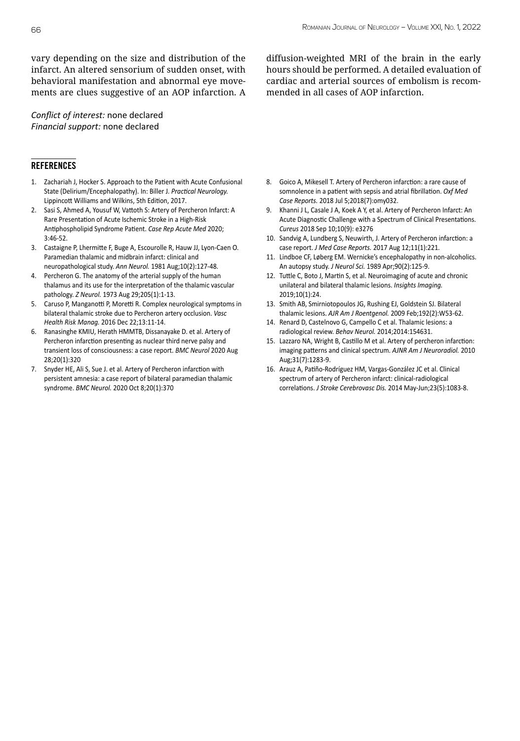vary depending on the size and distribution of the infarct. An altered sensorium of sudden onset, with behavioral manifestation and abnormal eye movements are clues suggestive of an AOP infarction. A diffusion-weighted MRI of the brain in the early hours should be performed. A detailed evaluation of cardiac and arterial sources of embolism is recommended in all cases of AOP infarction.

*Conflict of interest:* none declared
*Financial support:* none declared

## REFERENCES

1. Zachariah J, Hocker S. Approach to the Patient with Acute Confusional State (Delirium/Encephalopathy). In: Biller J. *Practical Neurology.* Lippincott Williams and Wilkins, 5th Edition, 2017.
2. Sasi S, Ahmed A, Yousuf W, Vattoth S: Artery of Percheron Infarct: A Rare Presentation of Acute Ischemic Stroke in a High-Risk Antiphospholipid Syndrome Patient. *Case Rep Acute Med* 2020; 3:46-52.
3. Castaigne P, Lhermitte F, Buge A, Escourolle R, Hauw JJ, Lyon-Caen O. Paramedian thalamic and midbrain infarct: clinical and neuropathological study. *Ann Neurol.* 1981 Aug;10(2):127-48.
4. Percheron G. The anatomy of the arterial supply of the human thalamus and its use for the interpretation of the thalamic vascular pathology. *Z Neurol.* 1973 Aug 29;205(1):1-13.
5. Caruso P, Manganotti P, Moretti R. Complex neurological symptoms in bilateral thalamic stroke due to Percheron artery occlusion. *Vasc Health Risk Manag.* 2016 Dec 22;13:11-14.
6. Ranasinghe KMIU, Herath HMMTB, Dissanayake D. et al. Artery of Percheron infarction presenting as nuclear third nerve palsy and transient loss of consciousness: a case report. *BMC Neurol* 2020 Aug 28;20(1):320
7. Snyder HE, Ali S, Sue J. et al. Artery of Percheron infarction with persistent amnesia: a case report of bilateral paramedian thalamic syndrome. *BMC Neurol.* 2020 Oct 8;20(1):370
8. Goico A, Mikesell T. Artery of Percheron infarction: a rare cause of somnolence in a patient with sepsis and atrial fibrillation. *Oxf Med Case Reports.* 2018 Jul 5;2018(7):omy032.
9. Khanni J L, Casale J A, Koek A Y, et al. Artery of Percheron Infarct: An Acute Diagnostic Challenge with a Spectrum of Clinical Presentations. *Cureus* 2018 Sep 10;10(9): e3276
10. Sandvig A, Lundberg S, Neuwirth, J. Artery of Percheron infarction: a case report. *J Med Case Reports.* 2017 Aug 12;11(1):221.
11. Lindboe CF, Løberg EM. Wernicke's encephalopathy in non-alcoholics. An autopsy study. *J Neurol Sci.* 1989 Apr;90(2):125-9.
12. Tuttle C, Boto J, Martin S, et al. Neuroimaging of acute and chronic unilateral and bilateral thalamic lesions. *Insights Imaging.* 2019;10(1):24.
13. Smith AB, Smirniotopoulos JG, Rushing EJ, Goldstein SJ. Bilateral thalamic lesions. *AJR Am J Roentgenol.* 2009 Feb;192(2):W53-62.
14. Renard D, Castelnovo G, Campello C et al. Thalamic lesions: a radiological review. *Behav Neurol.* 2014;2014:154631.
15. Lazzaro NA, Wright B, Castillo M et al. Artery of percheron infarction: imaging patterns and clinical spectrum. *AJNR Am J Neuroradiol.* 2010 Aug;31(7):1283-9.
16. Arauz A, Patiño-Rodríguez HM, Vargas-González JC et al. Clinical spectrum of artery of Percheron infarct: clinical-radiological correlations. *J Stroke Cerebrovasc Dis.* 2014 May-Jun;23(5):1083-8.